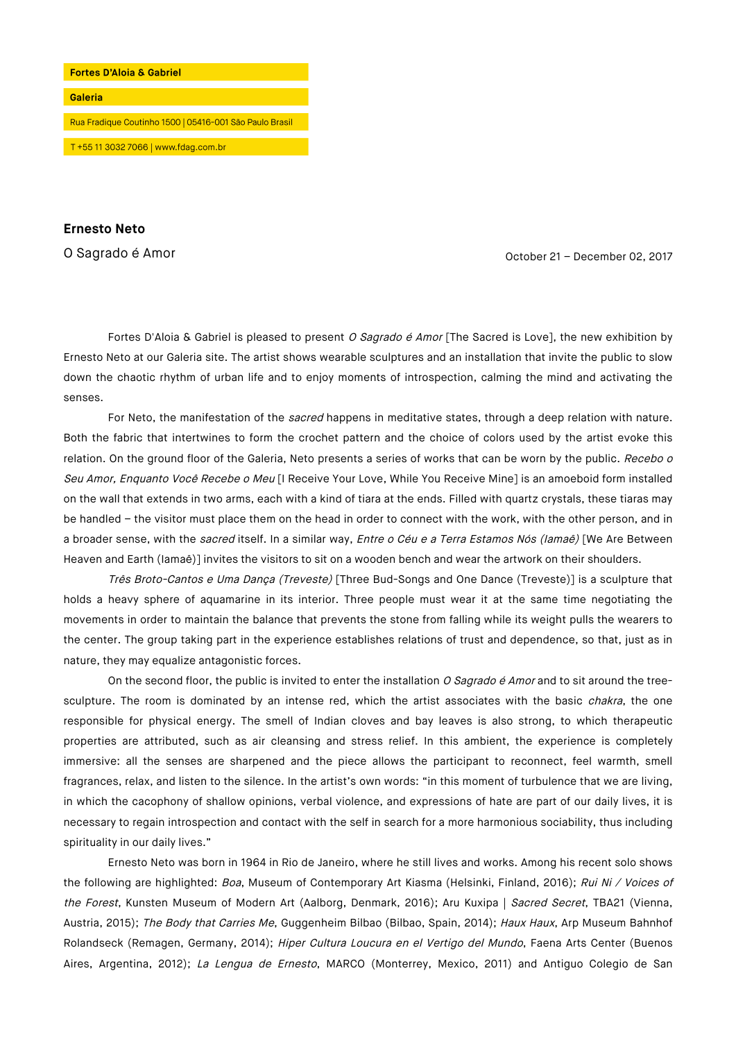**Fortes D'Aloia & Gabriel**

**Galeria**

Rua Fradique Coutinho 1500 | 05416-001 São Paulo Brasil

T +55 11 3032 7066 | www.fdag.com.br

## Ernesto Neto

O Sagrado é Amor

October 21 – December 02, 2017

Fortes D'Aloia & Gabriel is pleased to present *O Sagrado é Amor* [The Sacred is Love], the new exhibition by Ernesto Neto at our Galeria site. The artist shows wearable sculptures and an installation that invite the public to slow down the chaotic rhythm of urban life and to enjoy moments of introspection, calming the mind and activating the senses.

For Neto, the manifestation of the *sacred* happens in meditative states, through a deep relation with nature. Both the fabric that intertwines to form the crochet pattern and the choice of colors used by the artist evoke this relation. On the ground floor of the Galeria, Neto presents a series of works that can be worn by the public. *Recebo o Seu Amor, Enquanto Você Recebe o Meu* [I Receive Your Love, While You Receive Mine] is an amoeboid form installed on the wall that extends in two arms, each with a kind of tiara at the ends. Filled with quartz crystals, these tiaras may be handled – the visitor must place them on the head in order to connect with the work, with the other person, and in a broader sense, with the *sacred* itself. In a similar way, *Entre o Céu e a Terra Estamos Nós (Iamaê)* [We Are Between Heaven and Earth (Iamaê)] invites the visitors to sit on a wooden bench and wear the artwork on their shoulders.

*Três Broto-Cantos e Uma Dança (Treveste)* [Three Bud-Songs and One Dance (Treveste)] is a sculpture that holds a heavy sphere of aquamarine in its interior. Three people must wear it at the same time negotiating the movements in order to maintain the balance that prevents the stone from falling while its weight pulls the wearers to the center. The group taking part in the experience establishes relations of trust and dependence, so that, just as in nature, they may equalize antagonistic forces.

On the second floor, the public is invited to enter the installation *O Sagrado é Amor* and to sit around the tree-sculpture. The room is dominated by an intense red, which the artist associates with the basic *chakra*, the one responsible for physical energy. The smell of Indian cloves and bay leaves is also strong, to which therapeutic properties are attributed, such as air cleansing and stress relief. In this ambient, the experience is completely immersive: all the senses are sharpened and the piece allows the participant to reconnect, feel warmth, smell fragrances, relax, and listen to the silence. In the artist's own words: "in this moment of turbulence that we are living, in which the cacophony of shallow opinions, verbal violence, and expressions of hate are part of our daily lives, it is necessary to regain introspection and contact with the self in search for a more harmonious sociability, thus including spirituality in our daily lives."

Ernesto Neto was born in 1964 in Rio de Janeiro, where he still lives and works. Among his recent solo shows the following are highlighted: *Boa*, Museum of Contemporary Art Kiasma (Helsinki, Finland, 2016); *Rui Ni / Voices of the Forest*, Kunsten Museum of Modern Art (Aalborg, Denmark, 2016); Aru Kuxipa | *Sacred Secret*, TBA21 (Vienna, Austria, 2015); *The Body that Carries Me*, Guggenheim Bilbao (Bilbao, Spain, 2014); *Haux Haux*, Arp Museum Bahnhof Rolandseck (Remagen, Germany, 2014); *Hiper Cultura Loucura en el Vertigo del Mundo*, Faena Arts Center (Buenos Aires, Argentina, 2012); *La Lengua de Ernesto*, MARCO (Monterrey, Mexico, 2011) and Antiguo Colegio de San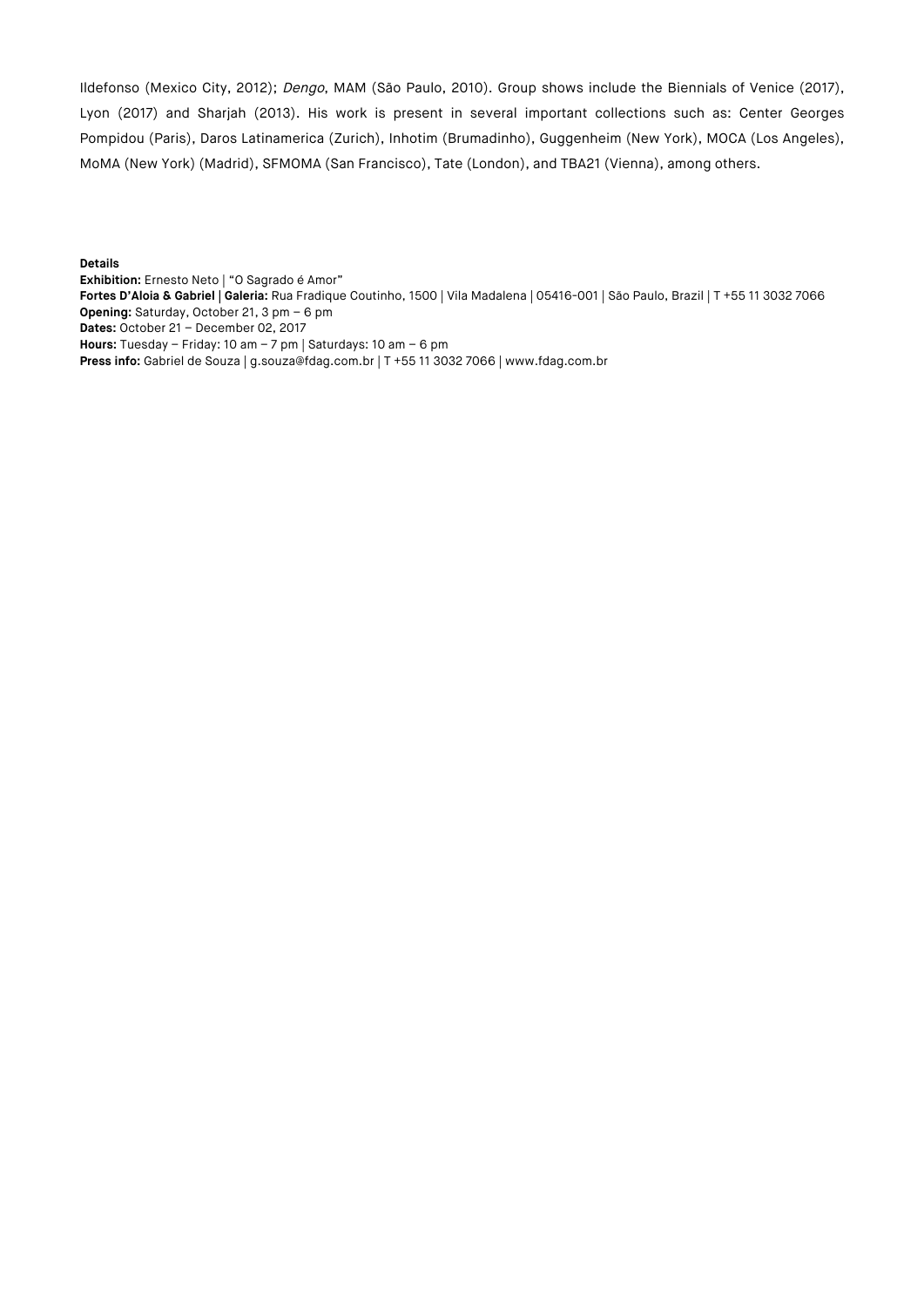Ildefonso (Mexico City, 2012); *Dengo*, MAM (São Paulo, 2010). Group shows include the Biennials of Venice (2017), Lyon (2017) and Sharjah (2013). His work is present in several important collections such as: Center Georges Pompidou (Paris), Daros Latinamerica (Zurich), Inhotim (Brumadinho), Guggenheim (New York), MOCA (Los Angeles), MoMA (New York) (Madrid), SFMOMA (San Francisco), Tate (London), and TBA21 (Vienna), among others.

**Details**
**Exhibition:** Ernesto Neto | "O Sagrado é Amor"
**Fortes D'Aloia & Gabriel | Galeria:** Rua Fradique Coutinho, 1500 | Vila Madalena | 05416-001 | São Paulo, Brazil | T +55 11 3032 7066
**Opening:** Saturday, October 21, 3 pm – 6 pm
**Dates:** October 21 – December 02, 2017
**Hours:** Tuesday – Friday: 10 am – 7 pm | Saturdays: 10 am – 6 pm
**Press info:** Gabriel de Souza | g.souza@fdag.com.br | T +55 11 3032 7066 | www.fdag.com.br